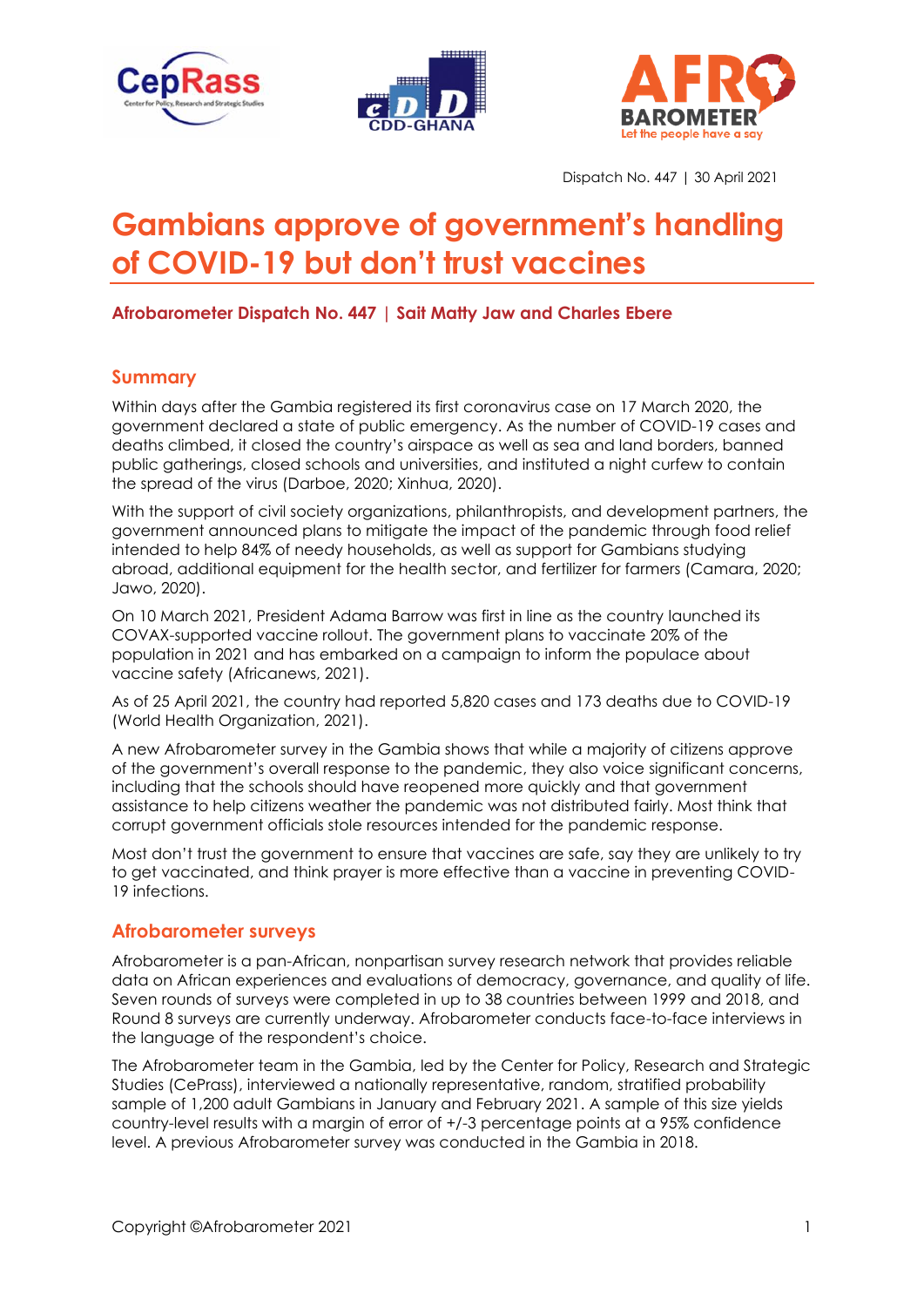Dispatch No. 447 | 30 April 2021

# Gambians approve of government's handling of COVID-19 but don't trust vaccines

**Afrobarometer Dispatch No. 447 | Sait Matty Jaw and Charles Ebere**

## Summary

Within days after the Gambia registered its first coronavirus case on 17 March 2020, the government declared a state of public emergency. As the number of COVID-19 cases and deaths climbed, it closed the country's airspace as well as sea and land borders, banned public gatherings, closed schools and universities, and instituted a night curfew to contain the spread of the virus (Darboe, 2020; Xinhua, 2020).

With the support of civil society organizations, philanthropists, and development partners, the government announced plans to mitigate the impact of the pandemic through food relief intended to help 84% of needy households, as well as support for Gambians studying abroad, additional equipment for the health sector, and fertilizer for farmers (Camara, 2020; Jawo, 2020).

On 10 March 2021, President Adama Barrow was first in line as the country launched its COVAX-supported vaccine rollout. The government plans to vaccinate 20% of the population in 2021 and has embarked on a campaign to inform the populace about vaccine safety (Africanews, 2021).

As of 25 April 2021, the country had reported 5,820 cases and 173 deaths due to COVID-19 (World Health Organization, 2021).

A new Afrobarometer survey in the Gambia shows that while a majority of citizens approve of the government's overall response to the pandemic, they also voice significant concerns, including that the schools should have reopened more quickly and that government assistance to help citizens weather the pandemic was not distributed fairly. Most think that corrupt government officials stole resources intended for the pandemic response.

Most don't trust the government to ensure that vaccines are safe, say they are unlikely to try to get vaccinated, and think prayer is more effective than a vaccine in preventing COVID-19 infections.

## Afrobarometer surveys

Afrobarometer is a pan-African, nonpartisan survey research network that provides reliable data on African experiences and evaluations of democracy, governance, and quality of life. Seven rounds of surveys were completed in up to 38 countries between 1999 and 2018, and Round 8 surveys are currently underway. Afrobarometer conducts face-to-face interviews in the language of the respondent's choice.

The Afrobarometer team in the Gambia, led by the Center for Policy, Research and Strategic Studies (CePrass), interviewed a nationally representative, random, stratified probability sample of 1,200 adult Gambians in January and February 2021. A sample of this size yields country-level results with a margin of error of +/-3 percentage points at a 95% confidence level. A previous Afrobarometer survey was conducted in the Gambia in 2018.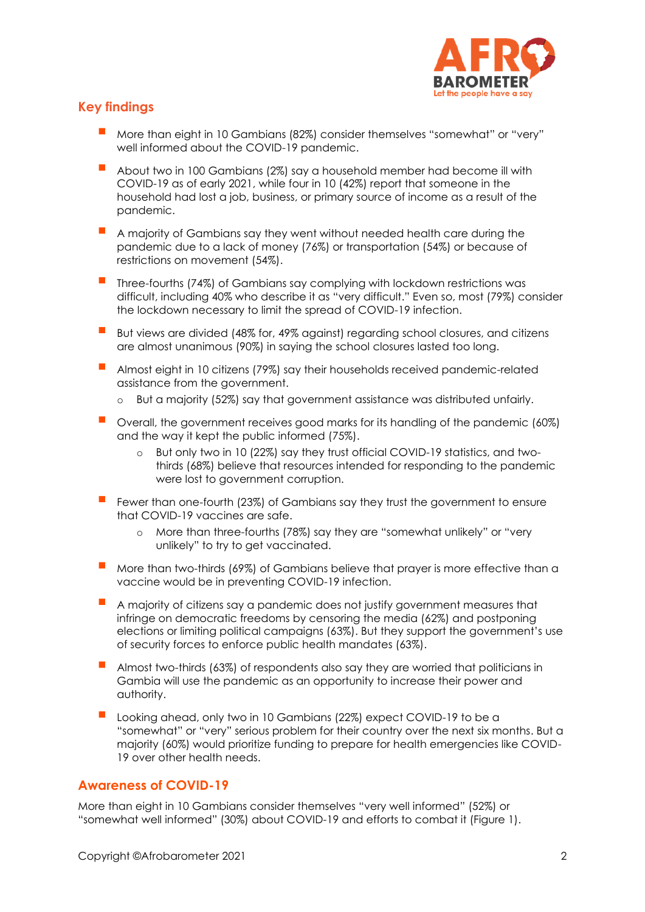## Key findings

- More than eight in 10 Gambians (82%) consider themselves "somewhat" or "very" well informed about the COVID-19 pandemic.
- About two in 100 Gambians (2%) say a household member had become ill with COVID-19 as of early 2021, while four in 10 (42%) report that someone in the household had lost a job, business, or primary source of income as a result of the pandemic.
- A majority of Gambians say they went without needed health care during the pandemic due to a lack of money (76%) or transportation (54%) or because of restrictions on movement (54%).
- Three-fourths (74%) of Gambians say complying with lockdown restrictions was difficult, including 40% who describe it as "very difficult." Even so, most (79%) consider the lockdown necessary to limit the spread of COVID-19 infection.
- But views are divided (48% for, 49% against) regarding school closures, and citizens are almost unanimous (90%) in saying the school closures lasted too long.
- Almost eight in 10 citizens (79%) say their households received pandemic-related assistance from the government.
  - But a majority (52%) say that government assistance was distributed unfairly.
- Overall, the government receives good marks for its handling of the pandemic (60%) and the way it kept the public informed (75%).
  - But only two in 10 (22%) say they trust official COVID-19 statistics, and two-thirds (68%) believe that resources intended for responding to the pandemic were lost to government corruption.
- Fewer than one-fourth (23%) of Gambians say they trust the government to ensure that COVID-19 vaccines are safe.
  - More than three-fourths (78%) say they are "somewhat unlikely" or "very unlikely" to try to get vaccinated.
- More than two-thirds (69%) of Gambians believe that prayer is more effective than a vaccine would be in preventing COVID-19 infection.
- A majority of citizens say a pandemic does not justify government measures that infringe on democratic freedoms by censoring the media (62%) and postponing elections or limiting political campaigns (63%). But they support the government's use of security forces to enforce public health mandates (63%).
- Almost two-thirds (63%) of respondents also say they are worried that politicians in Gambia will use the pandemic as an opportunity to increase their power and authority.
- Looking ahead, only two in 10 Gambians (22%) expect COVID-19 to be a "somewhat" or "very" serious problem for their country over the next six months. But a majority (60%) would prioritize funding to prepare for health emergencies like COVID-19 over other health needs.

## Awareness of COVID-19

More than eight in 10 Gambians consider themselves "very well informed" (52%) or "somewhat well informed" (30%) about COVID-19 and efforts to combat it (Figure 1).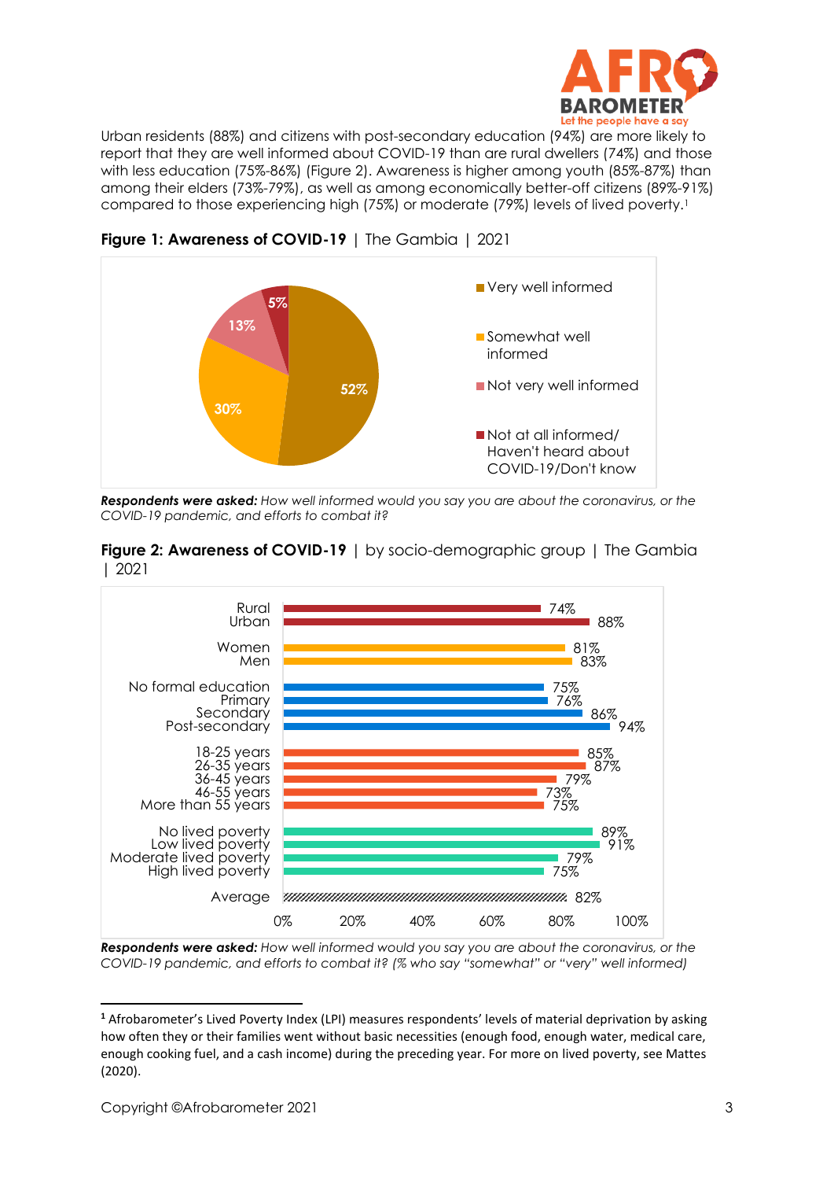Urban residents (88%) and citizens with post-secondary education (94%) are more likely to report that they are well informed about COVID-19 than are rural dwellers (74%) and those with less education (75%-86%) (Figure 2). Awareness is higher among youth (85%-87%) than among their elders (73%-79%), as well as among economically better-off citizens (89%-91%) compared to those experiencing high (75%) or moderate (79%) levels of lived poverty.[1]

**Figure 1: Awareness of COVID-19** | The Gambia | 2021

| Response | % |
|---|---|
| Very well informed | 52% |
| Somewhat well informed | 30% |
| Not very well informed | 13% |
| Not at all informed/ Haven't heard about COVID-19/Don't know | 5% |

***Respondents were asked:*** *How well informed would you say you are about the coronavirus, or the COVID-19 pandemic, and efforts to combat it?*

**Figure 2: Awareness of COVID-19** | by socio-demographic group | The Gambia | 2021

| Group | % |
|---|---|
| Rural | 74% |
| Urban | 88% |
| Women | 81% |
| Men | 83% |
| No formal education | 75% |
| Primary | 76% |
| Secondary | 86% |
| Post-secondary | 94% |
| 18-25 years | 85% |
| 26-35 years | 87% |
| 36-45 years | 79% |
| 46-55 years | 73% |
| More than 55 years | 75% |
| No lived poverty | 89% |
| Low lived poverty | 91% |
| Moderate lived poverty | 79% |
| High lived poverty | 75% |
| Average | 82% |

***Respondents were asked:*** *How well informed would you say you are about the coronavirus, or the COVID-19 pandemic, and efforts to combat it? (% who say "somewhat" or "very" well informed)*

---

[1] Afrobarometer's Lived Poverty Index (LPI) measures respondents' levels of material deprivation by asking how often they or their families went without basic necessities (enough food, enough water, medical care, enough cooking fuel, and a cash income) during the preceding year. For more on lived poverty, see Mattes (2020).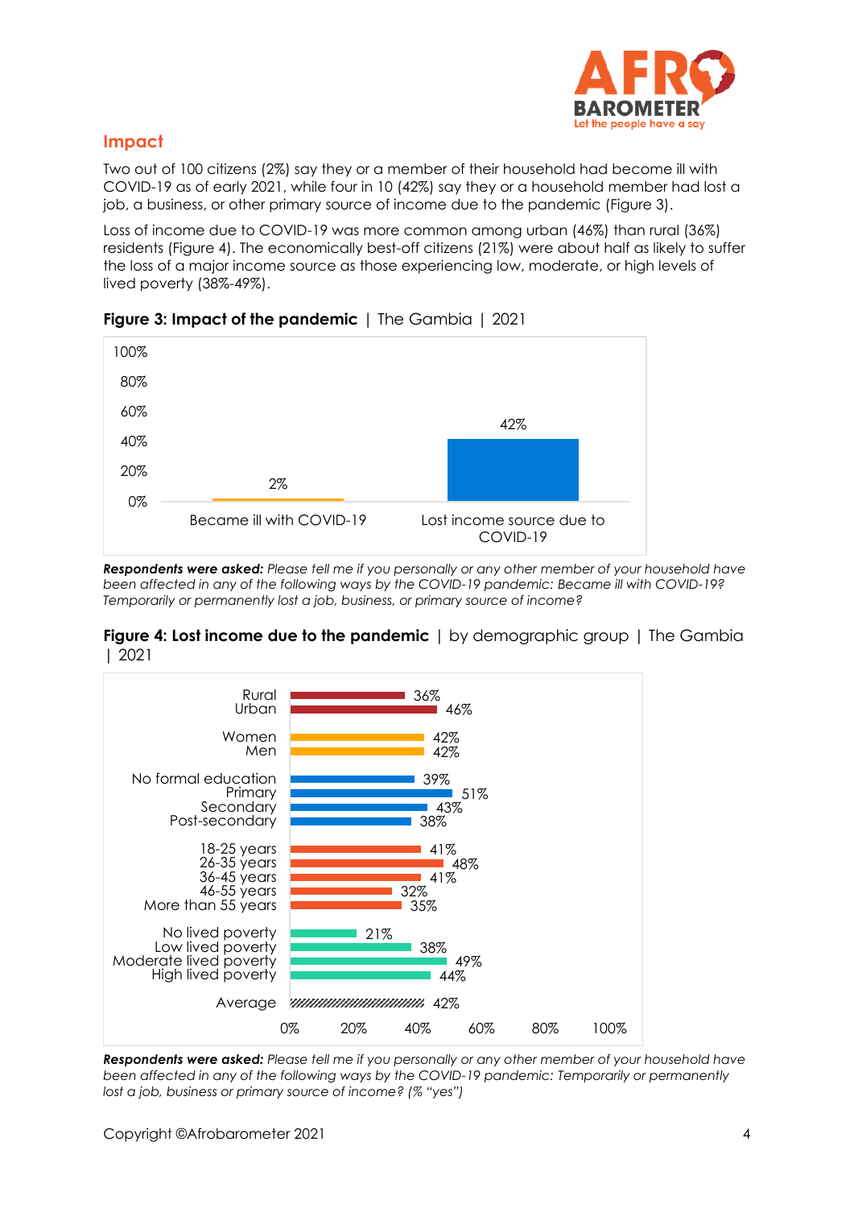## Impact

Two out of 100 citizens (2%) say they or a member of their household had become ill with COVID-19 as of early 2021, while four in 10 (42%) say they or a household member had lost a job, a business, or other primary source of income due to the pandemic (Figure 3).

Loss of income due to COVID-19 was more common among urban (46%) than rural (36%) residents (Figure 4). The economically best-off citizens (21%) were about half as likely to suffer the loss of a major income source as those experiencing low, moderate, or high levels of lived poverty (38%-49%).

**Figure 3: Impact of the pandemic** | The Gambia | 2021

| | % |
|---|---|
| Became ill with COVID-19 | 2% |
| Lost income source due to COVID-19 | 42% |

***Respondents were asked:*** *Please tell me if you personally or any other member of your household have been affected in any of the following ways by the COVID-19 pandemic: Became ill with COVID-19? Temporarily or permanently lost a job, business, or primary source of income?*

**Figure 4: Lost income due to the pandemic** | by demographic group | The Gambia | 2021

| Group | % |
|---|---|
| Rural | 36% |
| Urban | 46% |
| Women | 42% |
| Men | 42% |
| No formal education | 39% |
| Primary | 51% |
| Secondary | 43% |
| Post-secondary | 38% |
| 18-25 years | 41% |
| 26-35 years | 48% |
| 36-45 years | 41% |
| 46-55 years | 32% |
| More than 55 years | 35% |
| No lived poverty | 21% |
| Low lived poverty | 38% |
| Moderate lived poverty | 49% |
| High lived poverty | 44% |
| Average | 42% |

***Respondents were asked:*** *Please tell me if you personally or any other member of your household have been affected in any of the following ways by the COVID-19 pandemic: Temporarily or permanently lost a job, business or primary source of income? (% "yes")*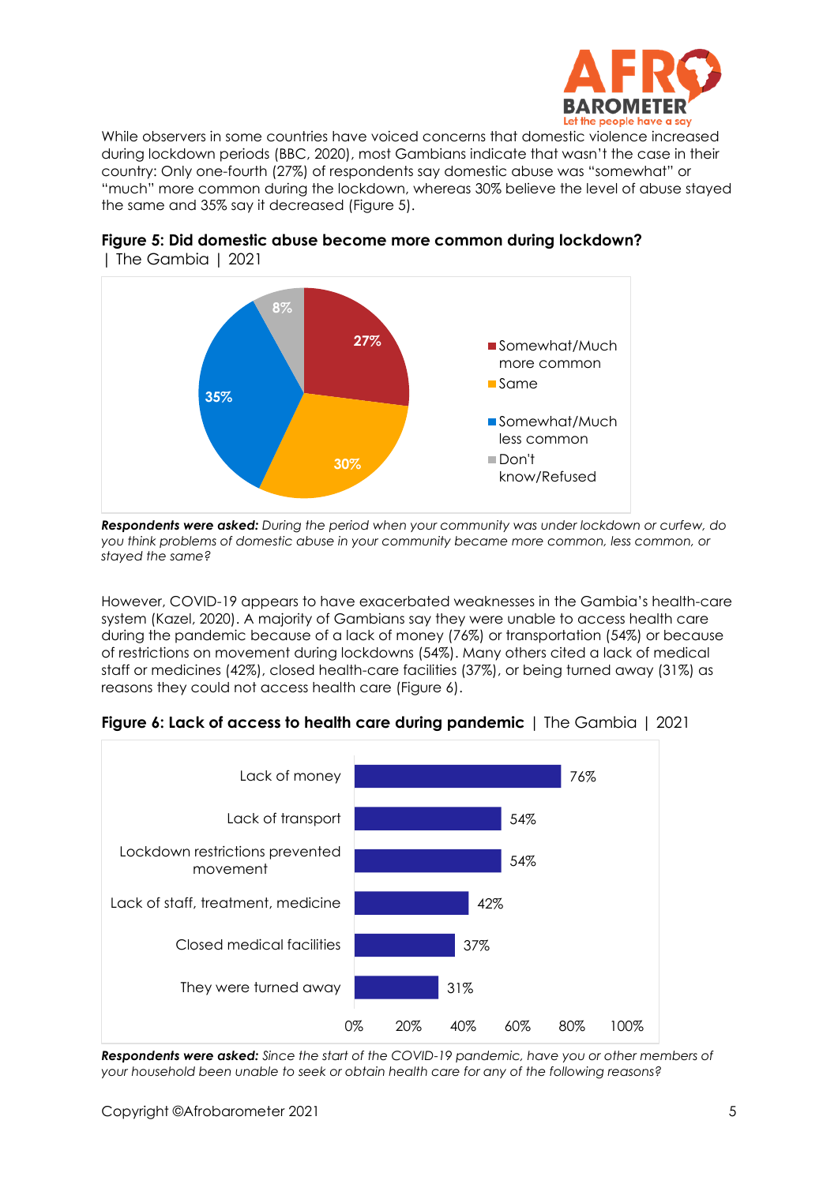While observers in some countries have voiced concerns that domestic violence increased during lockdown periods (BBC, 2020), most Gambians indicate that wasn't the case in their country: Only one-fourth (27%) of respondents say domestic abuse was "somewhat" or "much" more common during the lockdown, whereas 30% believe the level of abuse stayed the same and 35% say it decreased (Figure 5).

**Figure 5: Did domestic abuse become more common during lockdown?** | The Gambia | 2021

| Response | Percentage |
|---|---|
| Somewhat/Much more common | 27% |
| Same | 30% |
| Somewhat/Much less common | 35% |
| Don't know/Refused | 8% |

***Respondents were asked:*** *During the period when your community was under lockdown or curfew, do you think problems of domestic abuse in your community became more common, less common, or stayed the same?*

However, COVID-19 appears to have exacerbated weaknesses in the Gambia's health-care system (Kazel, 2020). A majority of Gambians say they were unable to access health care during the pandemic because of a lack of money (76%) or transportation (54%) or because of restrictions on movement during lockdowns (54%). Many others cited a lack of medical staff or medicines (42%), closed health-care facilities (37%), or being turned away (31%) as reasons they could not access health care (Figure 6).

**Figure 6: Lack of access to health care during pandemic** | The Gambia | 2021

| Reason | Percentage |
|---|---|
| Lack of money | 76% |
| Lack of transport | 54% |
| Lockdown restrictions prevented movement | 54% |
| Lack of staff, treatment, medicine | 42% |
| Closed medical facilities | 37% |
| They were turned away | 31% |

***Respondents were asked:*** *Since the start of the COVID-19 pandemic, have you or other members of your household been unable to seek or obtain health care for any of the following reasons?*

Copyright ©Afrobarometer 2021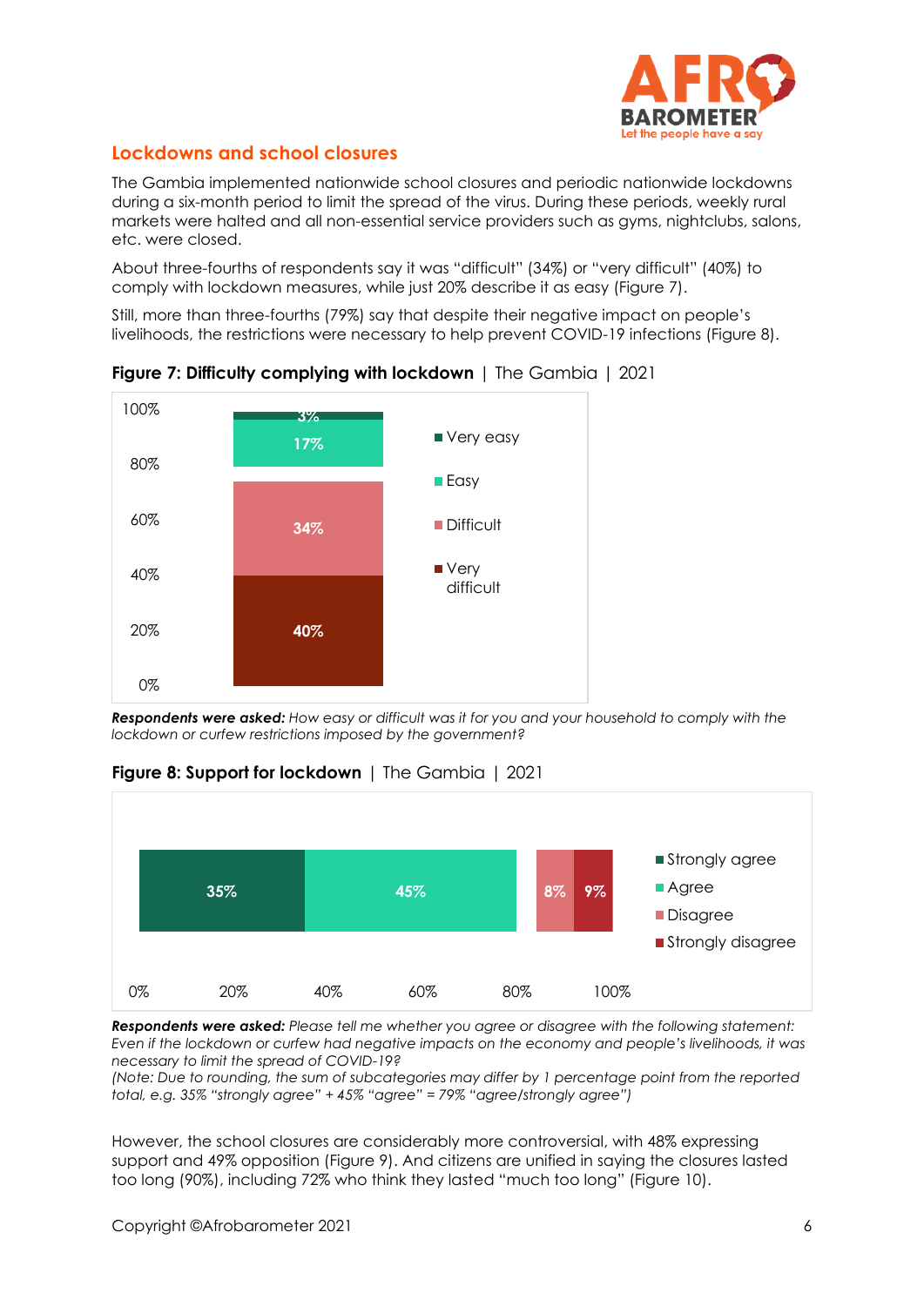## Lockdowns and school closures

The Gambia implemented nationwide school closures and periodic nationwide lockdowns during a six-month period to limit the spread of the virus. During these periods, weekly rural markets were halted and all non-essential service providers such as gyms, nightclubs, salons, etc. were closed.

About three-fourths of respondents say it was "difficult" (34%) or "very difficult" (40%) to comply with lockdown measures, while just 20% describe it as easy (Figure 7).

Still, more than three-fourths (79%) say that despite their negative impact on people's livelihoods, the restrictions were necessary to help prevent COVID-19 infections (Figure 8).

**Figure 7: Difficulty complying with lockdown** | The Gambia | 2021

| Response | % |
|---|---|
| Very easy | 3% |
| Easy | 17% |
| Difficult | 34% |
| Very difficult | 40% |

***Respondents were asked:*** *How easy or difficult was it for you and your household to comply with the lockdown or curfew restrictions imposed by the government?*

**Figure 8: Support for lockdown** | The Gambia | 2021

| Response | % |
|---|---|
| Strongly agree | 35% |
| Agree | 45% |
| Disagree | 8% |
| Strongly disagree | 9% |

***Respondents were asked:*** *Please tell me whether you agree or disagree with the following statement: Even if the lockdown or curfew had negative impacts on the economy and people's livelihoods, it was necessary to limit the spread of COVID-19?*

*(Note: Due to rounding, the sum of subcategories may differ by 1 percentage point from the reported total, e.g. 35% "strongly agree" + 45% "agree" = 79% "agree/strongly agree")*

However, the school closures are considerably more controversial, with 48% expressing support and 49% opposition (Figure 9). And citizens are unified in saying the closures lasted too long (90%), including 72% who think they lasted "much too long" (Figure 10).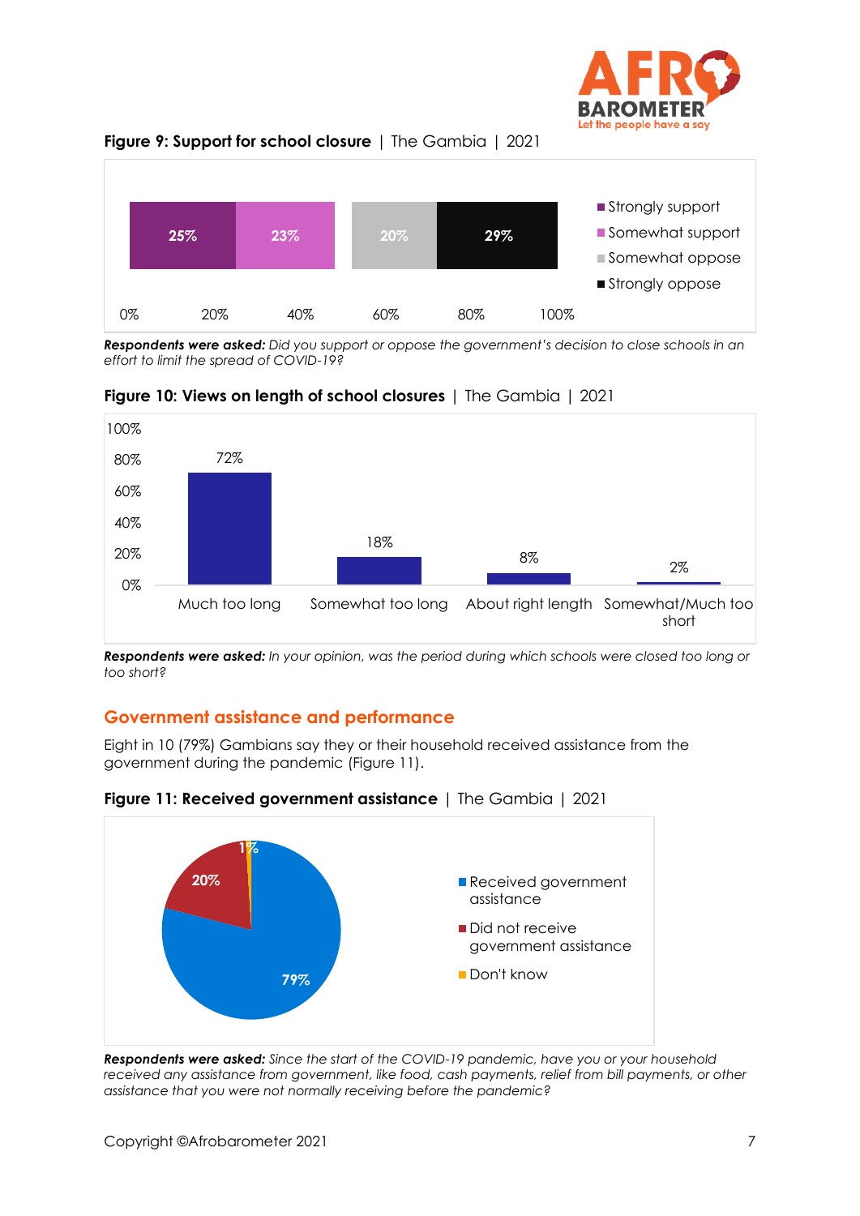**Figure 9: Support for school closure** | The Gambia | 2021

| Strongly support | Somewhat support | Somewhat oppose | Strongly oppose |
|---|---|---|---|
| 25% | 23% | 20% | 29% |

***Respondents were asked:*** *Did you support or oppose the government's decision to close schools in an effort to limit the spread of COVID-19?*

**Figure 10: Views on length of school closures** | The Gambia | 2021

| Much too long | Somewhat too long | About right length | Somewhat/Much too short |
|---|---|---|---|
| 72% | 18% | 8% | 2% |

***Respondents were asked:*** *In your opinion, was the period during which schools were closed too long or too short?*

## Government assistance and performance

Eight in 10 (79%) Gambians say they or their household received assistance from the government during the pandemic (Figure 11).

**Figure 11: Received government assistance** | The Gambia | 2021

| Received government assistance | Did not receive government assistance | Don't know |
|---|---|---|
| 79% | 20% | 1% |

***Respondents were asked:*** *Since the start of the COVID-19 pandemic, have you or your household received any assistance from government, like food, cash payments, relief from bill payments, or other assistance that you were not normally receiving before the pandemic?*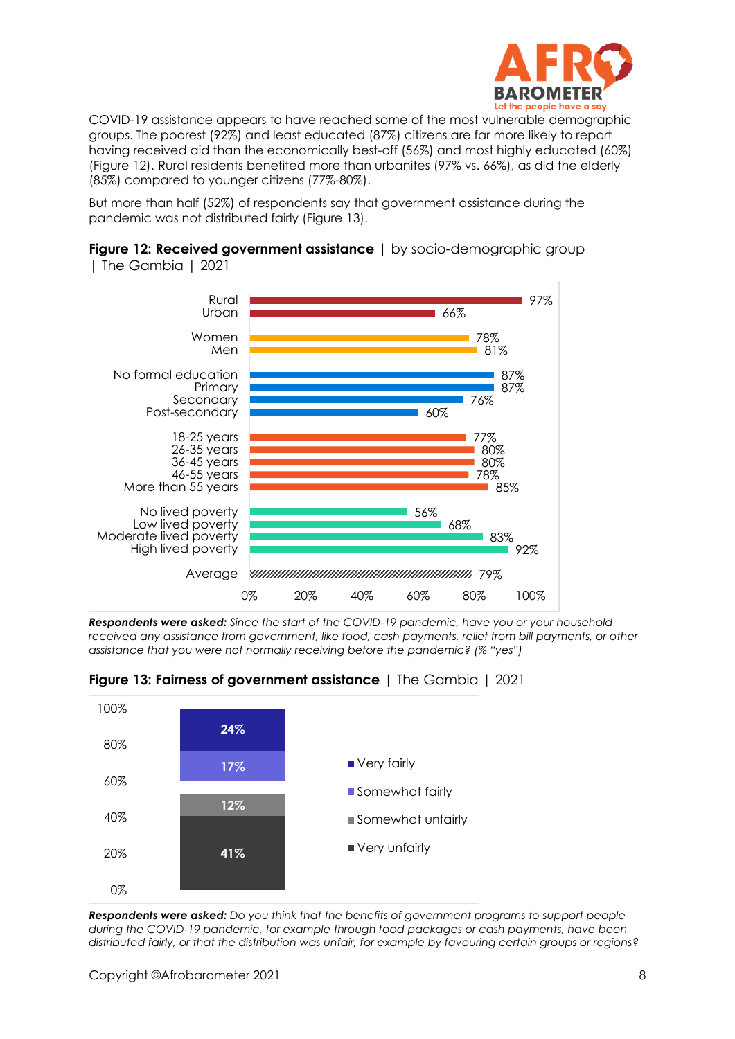COVID-19 assistance appears to have reached some of the most vulnerable demographic groups. The poorest (92%) and least educated (87%) citizens are far more likely to report having received aid than the economically best-off (56%) and most highly educated (60%) (Figure 12). Rural residents benefited more than urbanites (97% vs. 66%), as did the elderly (85%) compared to younger citizens (77%-80%).

But more than half (52%) of respondents say that government assistance during the pandemic was not distributed fairly (Figure 13).

**Figure 12: Received government assistance** | by socio-demographic group | The Gambia | 2021

| Group | % |
|---|---|
| Rural | 97% |
| Urban | 66% |
| Women | 78% |
| Men | 81% |
| No formal education | 87% |
| Primary | 87% |
| Secondary | 76% |
| Post-secondary | 60% |
| 18-25 years | 77% |
| 26-35 years | 80% |
| 36-45 years | 80% |
| 46-55 years | 78% |
| More than 55 years | 85% |
| No lived poverty | 56% |
| Low lived poverty | 68% |
| Moderate lived poverty | 83% |
| High lived poverty | 92% |
| Average | 79% |

***Respondents were asked:*** *Since the start of the COVID-19 pandemic, have you or your household received any assistance from government, like food, cash payments, relief from bill payments, or other assistance that you were not normally receiving before the pandemic? (% "yes")*

**Figure 13: Fairness of government assistance** | The Gambia | 2021

| Response | % |
|---|---|
| Very fairly | 24% |
| Somewhat fairly | 17% |
| Somewhat unfairly | 12% |
| Very unfairly | 41% |

***Respondents were asked:*** *Do you think that the benefits of government programs to support people during the COVID-19 pandemic, for example through food packages or cash payments, have been distributed fairly, or that the distribution was unfair, for example by favouring certain groups or regions?*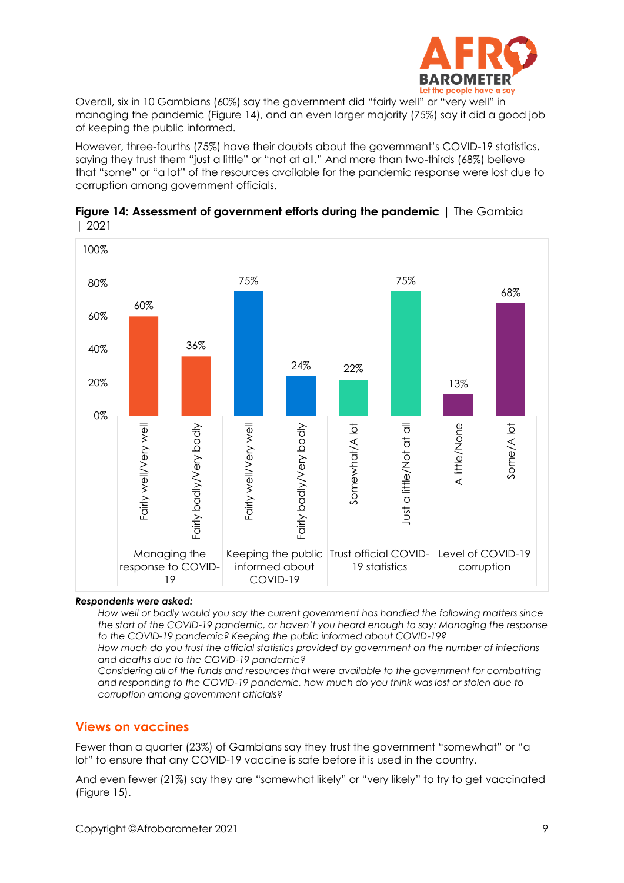Overall, six in 10 Gambians (60%) say the government did "fairly well" or "very well" in managing the pandemic (Figure 14), and an even larger majority (75%) say it did a good job of keeping the public informed.

However, three-fourths (75%) have their doubts about the government's COVID-19 statistics, saying they trust them "just a little" or "not at all." And more than two-thirds (68%) believe that "some" or "a lot" of the resources available for the pandemic response were lost due to corruption among government officials.

**Figure 14: Assessment of government efforts during the pandemic** | The Gambia | 2021

| | | |
|---|---|---|
| Managing the response to COVID-19 | Fairly well/Very well | 60% |
| | Fairly badly/Very badly | 36% |
| Keeping the public informed about COVID-19 | Fairly well/Very well | 75% |
| | Fairly badly/Very badly | 24% |
| Trust official COVID-19 statistics | Somewhat/A lot | 22% |
| | Just a little/Not at all | 75% |
| Level of COVID-19 corruption | A little/None | 13% |
| | Some/A lot | 68% |

***Respondents were asked:***

*How well or badly would you say the current government has handled the following matters since the start of the COVID-19 pandemic, or haven't you heard enough to say: Managing the response to the COVID-19 pandemic? Keeping the public informed about COVID-19?*

*How much do you trust the official statistics provided by government on the number of infections and deaths due to the COVID-19 pandemic?*

*Considering all of the funds and resources that were available to the government for combatting and responding to the COVID-19 pandemic, how much do you think was lost or stolen due to corruption among government officials?*

## Views on vaccines

Fewer than a quarter (23%) of Gambians say they trust the government "somewhat" or "a lot" to ensure that any COVID-19 vaccine is safe before it is used in the country.

And even fewer (21%) say they are "somewhat likely" or "very likely" to try to get vaccinated (Figure 15).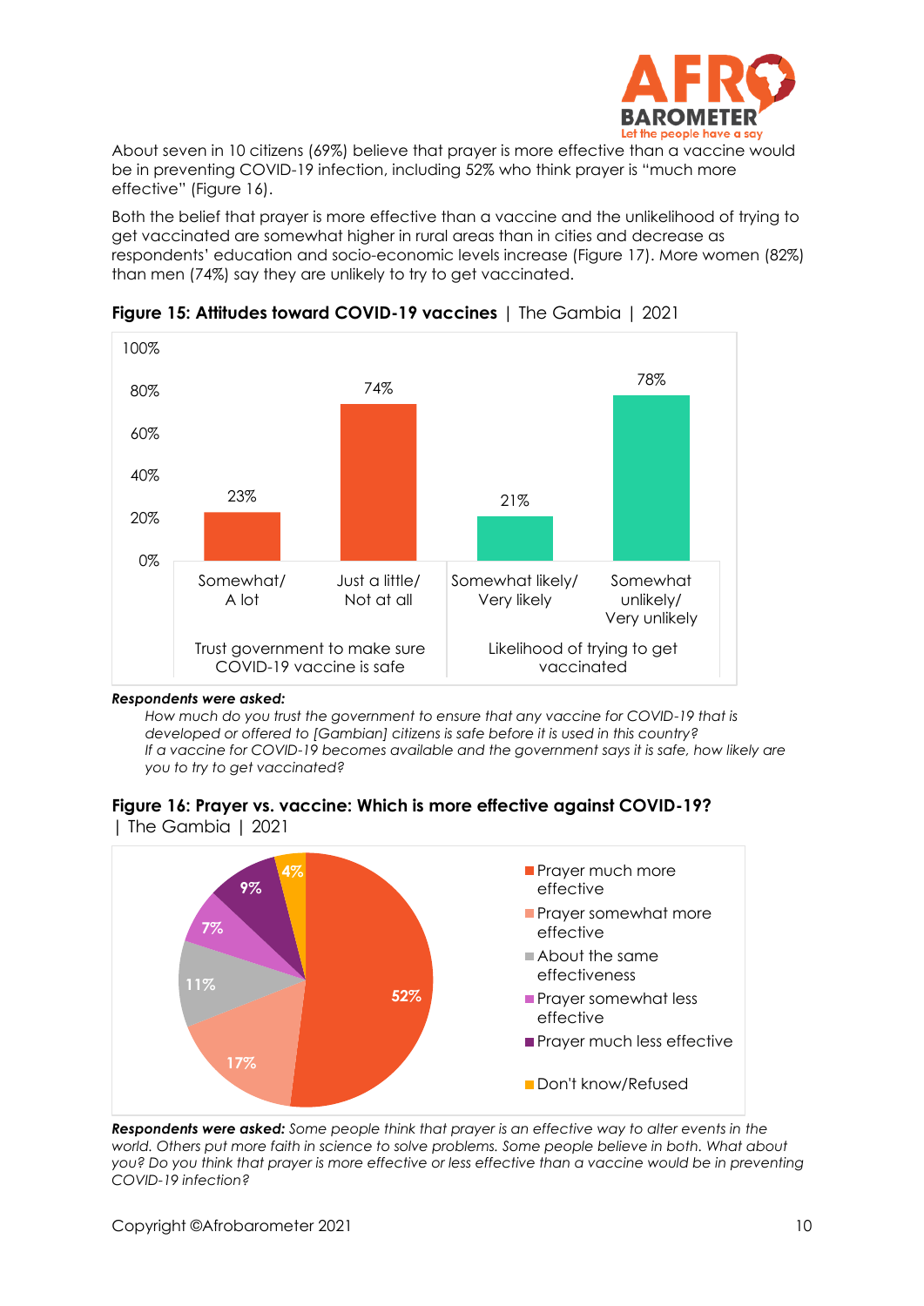About seven in 10 citizens (69%) believe that prayer is more effective than a vaccine would be in preventing COVID-19 infection, including 52% who think prayer is "much more effective" (Figure 16).

Both the belief that prayer is more effective than a vaccine and the unlikelihood of trying to get vaccinated are somewhat higher in rural areas than in cities and decrease as respondents' education and socio-economic levels increase (Figure 17). More women (82%) than men (74%) say they are unlikely to try to get vaccinated.

**Figure 15: Attitudes toward COVID-19 vaccines** | The Gambia | 2021

| | Somewhat/ A lot | Just a little/ Not at all |
|---|---|---|
| Trust government to make sure COVID-19 vaccine is safe | 23% | 74% |

| | Somewhat likely/ Very likely | Somewhat unlikely/ Very unlikely |
|---|---|---|
| Likelihood of trying to get vaccinated | 21% | 78% |

***Respondents were asked:***

*How much do you trust the government to ensure that any vaccine for COVID-19 that is developed or offered to [Gambian] citizens is safe before it is used in this country?*
*If a vaccine for COVID-19 becomes available and the government says it is safe, how likely are you to try to get vaccinated?*

**Figure 16: Prayer vs. vaccine: Which is more effective against COVID-19?** | The Gambia | 2021

| Response | % |
|---|---|
| Prayer much more effective | 52% |
| Prayer somewhat more effective | 17% |
| About the same effectiveness | 11% |
| Prayer somewhat less effective | 7% |
| Prayer much less effective | 9% |
| Don't know/Refused | 4% |

***Respondents were asked:*** *Some people think that prayer is an effective way to alter events in the world. Others put more faith in science to solve problems. Some people believe in both. What about you? Do you think that prayer is more effective or less effective than a vaccine would be in preventing COVID-19 infection?*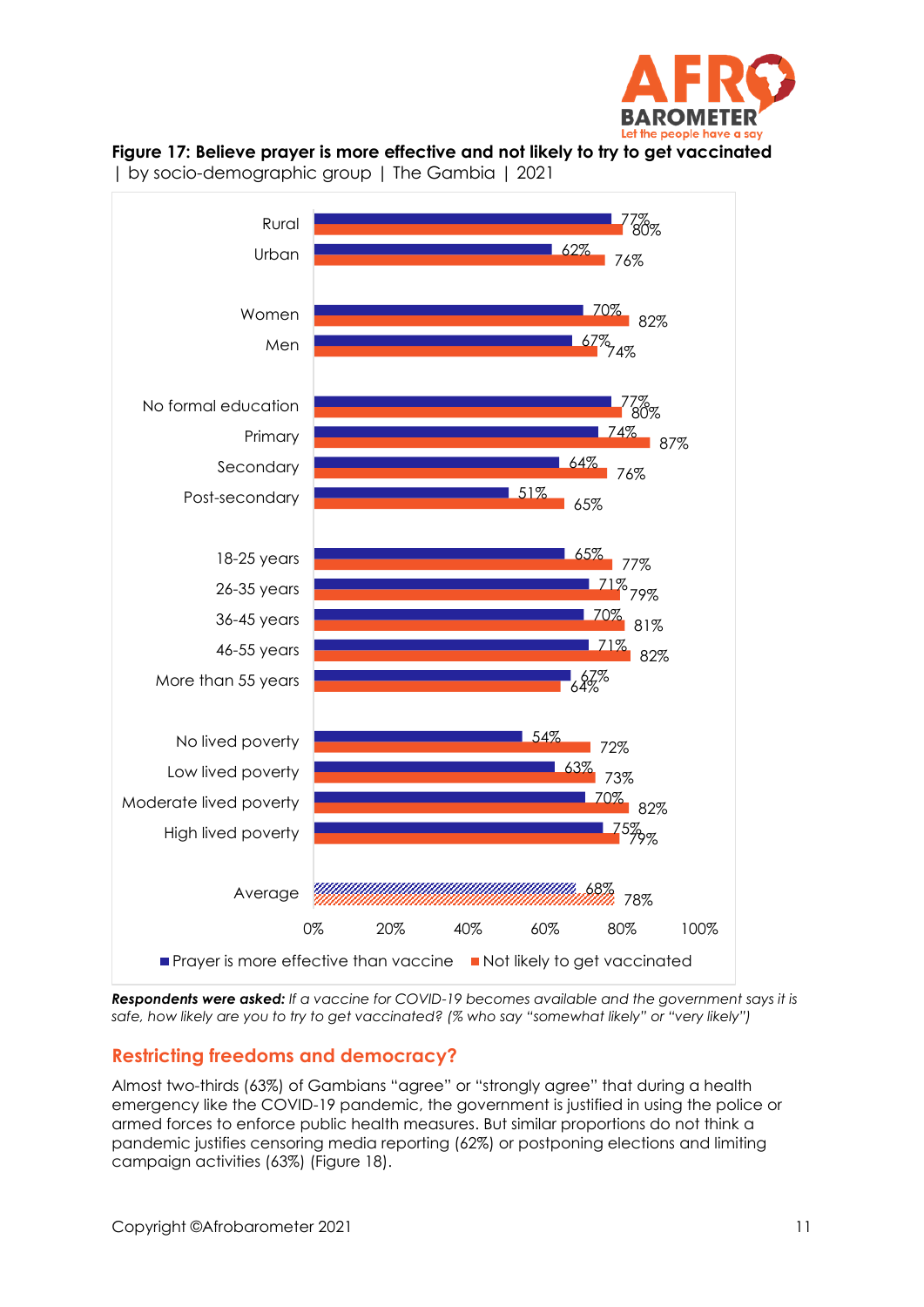**Figure 17: Believe prayer is more effective and not likely to try to get vaccinated**
| by socio-demographic group | The Gambia | 2021

| Group | Prayer is more effective than vaccine | Not likely to get vaccinated |
|---|---|---|
| Rural | 77% | 80% |
| Urban | 62% | 76% |
| Women | 70% | 82% |
| Men | 67% | 74% |
| No formal education | 77% | 80% |
| Primary | 74% | 87% |
| Secondary | 64% | 76% |
| Post-secondary | 51% | 65% |
| 18-25 years | 65% | 77% |
| 26-35 years | 71% | 79% |
| 36-45 years | 70% | 81% |
| 46-55 years | 71% | 82% |
| More than 55 years | 67% | 64% |
| No lived poverty | 54% | 72% |
| Low lived poverty | 63% | 73% |
| Moderate lived poverty | 70% | 82% |
| High lived poverty | 75% | 79% |
| Average | 68% | 78% |

***Respondents were asked:*** *If a vaccine for COVID-19 becomes available and the government says it is safe, how likely are you to try to get vaccinated? (% who say "somewhat likely" or "very likely")*

## Restricting freedoms and democracy?

Almost two-thirds (63%) of Gambians "agree" or "strongly agree" that during a health emergency like the COVID-19 pandemic, the government is justified in using the police or armed forces to enforce public health measures. But similar proportions do not think a pandemic justifies censoring media reporting (62%) or postponing elections and limiting campaign activities (63%) (Figure 18).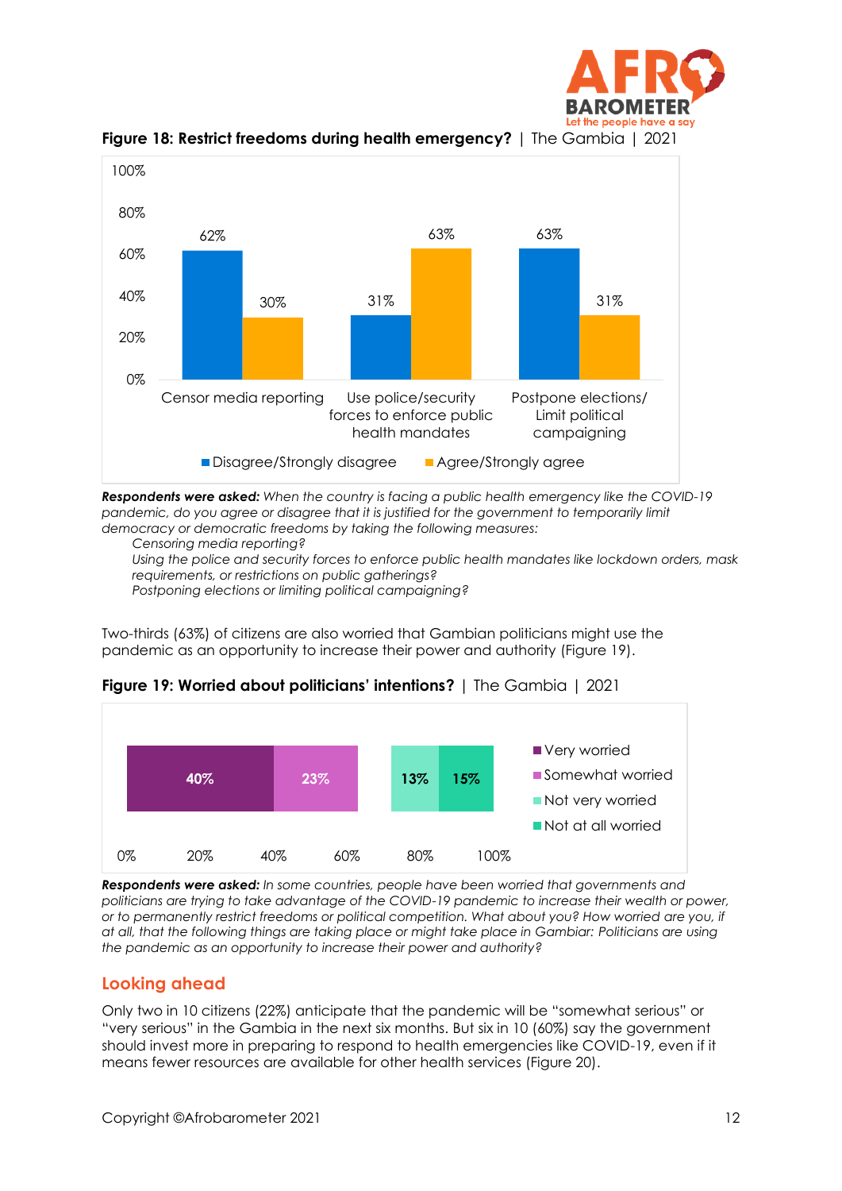**Figure 18: Restrict freedoms during health emergency?** | The Gambia | 2021

| | Disagree/Strongly disagree | Agree/Strongly agree |
|---|---|---|
| Censor media reporting | 62% | 30% |
| Use police/security forces to enforce public health mandates | 31% | 63% |
| Postpone elections/ Limit political campaigning | 63% | 31% |

***Respondents were asked:*** *When the country is facing a public health emergency like the COVID-19 pandemic, do you agree or disagree that it is justified for the government to temporarily limit democracy or democratic freedoms by taking the following measures:*

> *Censoring media reporting?*
>
> *Using the police and security forces to enforce public health mandates like lockdown orders, mask requirements, or restrictions on public gatherings?*
>
> *Postponing elections or limiting political campaigning?*

Two-thirds (63%) of citizens are also worried that Gambian politicians might use the pandemic as an opportunity to increase their power and authority (Figure 19).

**Figure 19: Worried about politicians' intentions?** | The Gambia | 2021

| Very worried | Somewhat worried | Not very worried | Not at all worried |
|---|---|---|---|
| 40% | 23% | 13% | 15% |

***Respondents were asked:*** *In some countries, people have been worried that governments and politicians are trying to take advantage of the COVID-19 pandemic to increase their wealth or power, or to permanently restrict freedoms or political competition. What about you? How worried are you, if at all, that the following things are taking place or might take place in Gambiar: Politicians are using the pandemic as an opportunity to increase their power and authority?*

## Looking ahead

Only two in 10 citizens (22%) anticipate that the pandemic will be "somewhat serious" or "very serious" in the Gambia in the next six months. But six in 10 (60%) say the government should invest more in preparing to respond to health emergencies like COVID-19, even if it means fewer resources are available for other health services (Figure 20).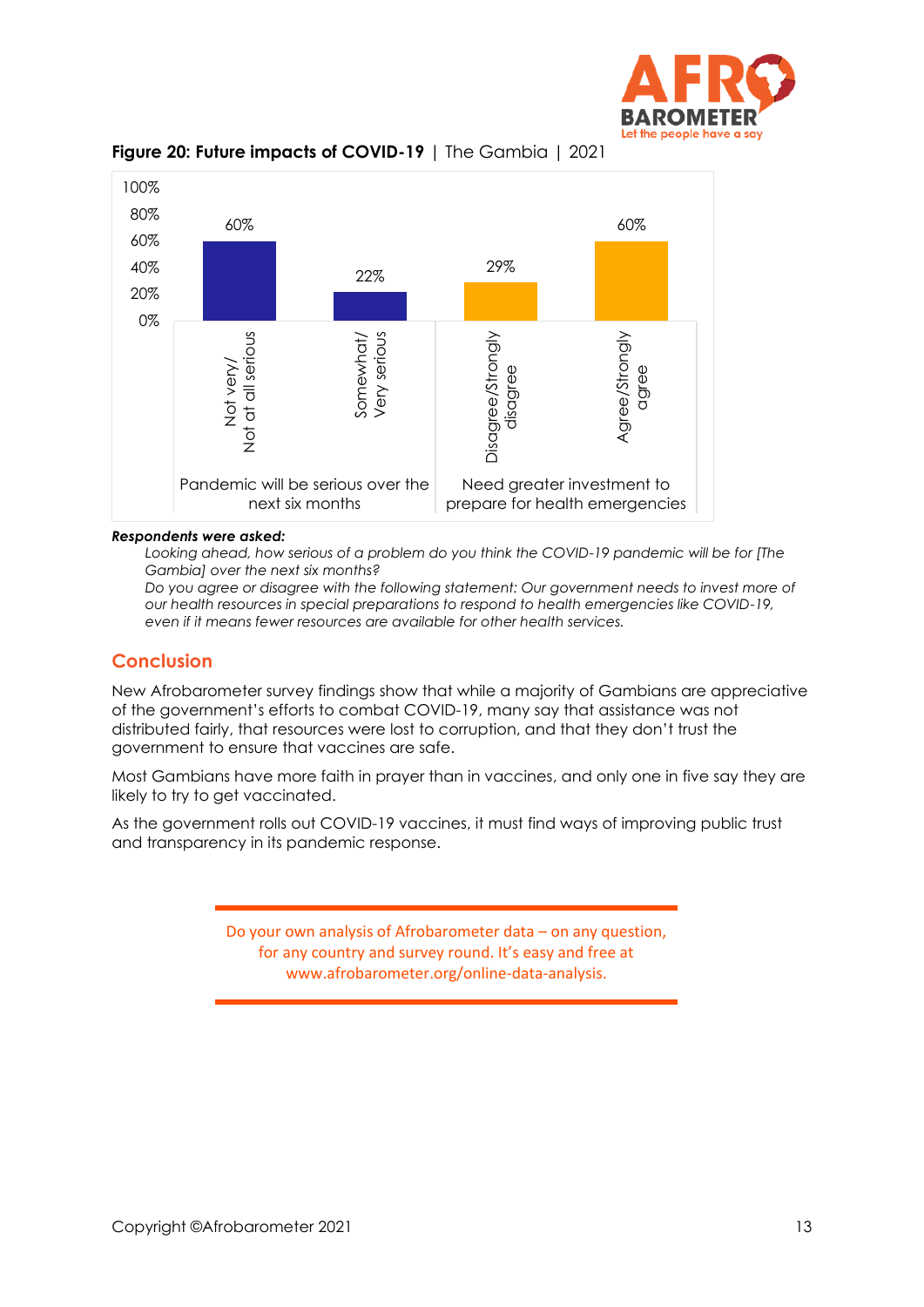**Figure 20: Future impacts of COVID-19** | The Gambia | 2021

| Pandemic will be serious over the next six months | | Need greater investment to prepare for health emergencies | |
|---|---|---|---|
| Not very/ Not at all serious | Somewhat/ Very serious | Disagree/Strongly disagree | Agree/Strongly agree |
| 60% | 22% | 29% | 60% |

***Respondents were asked:***

*Looking ahead, how serious of a problem do you think the COVID-19 pandemic will be for [The Gambia] over the next six months?*

*Do you agree or disagree with the following statement: Our government needs to invest more of our health resources in special preparations to respond to health emergencies like COVID-19, even if it means fewer resources are available for other health services.*

## Conclusion

New Afrobarometer survey findings show that while a majority of Gambians are appreciative of the government's efforts to combat COVID-19, many say that assistance was not distributed fairly, that resources were lost to corruption, and that they don't trust the government to ensure that vaccines are safe.

Most Gambians have more faith in prayer than in vaccines, and only one in five say they are likely to try to get vaccinated.

As the government rolls out COVID-19 vaccines, it must find ways of improving public trust and transparency in its pandemic response.

---

Do your own analysis of Afrobarometer data – on any question, for any country and survey round. It's easy and free at www.afrobarometer.org/online-data-analysis.

---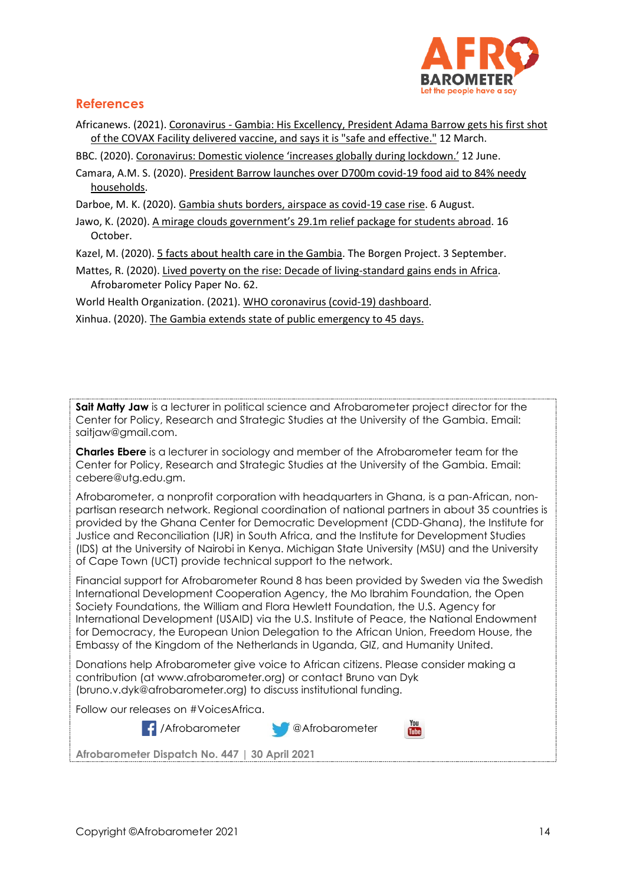## References

Africanews. (2021). Coronavirus - Gambia: His Excellency, President Adama Barrow gets his first shot of the COVAX Facility delivered vaccine, and says it is "safe and effective." 12 March.

BBC. (2020). Coronavirus: Domestic violence 'increases globally during lockdown.' 12 June.

Camara, A.M. S. (2020). President Barrow launches over D700m covid-19 food aid to 84% needy households.

Darboe, M. K. (2020). Gambia shuts borders, airspace as covid-19 case rise. 6 August.

Jawo, K. (2020). A mirage clouds government's 29.1m relief package for students abroad. 16 October.

Kazel, M. (2020). 5 facts about health care in the Gambia. The Borgen Project. 3 September.

Mattes, R. (2020). Lived poverty on the rise: Decade of living-standard gains ends in Africa. Afrobarometer Policy Paper No. 62.

World Health Organization. (2021). WHO coronavirus (covid-19) dashboard.

Xinhua. (2020). The Gambia extends state of public emergency to 45 days.

**Sait Matty Jaw** is a lecturer in political science and Afrobarometer project director for the Center for Policy, Research and Strategic Studies at the University of the Gambia. Email: saitjaw@gmail.com.

**Charles Ebere** is a lecturer in sociology and member of the Afrobarometer team for the Center for Policy, Research and Strategic Studies at the University of the Gambia. Email: cebere@utg.edu.gm.

Afrobarometer, a nonprofit corporation with headquarters in Ghana, is a pan-African, non-partisan research network. Regional coordination of national partners in about 35 countries is provided by the Ghana Center for Democratic Development (CDD-Ghana), the Institute for Justice and Reconciliation (IJR) in South Africa, and the Institute for Development Studies (IDS) at the University of Nairobi in Kenya. Michigan State University (MSU) and the University of Cape Town (UCT) provide technical support to the network.

Financial support for Afrobarometer Round 8 has been provided by Sweden via the Swedish International Development Cooperation Agency, the Mo Ibrahim Foundation, the Open Society Foundations, the William and Flora Hewlett Foundation, the U.S. Agency for International Development (USAID) via the U.S. Institute of Peace, the National Endowment for Democracy, the European Union Delegation to the African Union, Freedom House, the Embassy of the Kingdom of the Netherlands in Uganda, GIZ, and Humanity United.

Donations help Afrobarometer give voice to African citizens. Please consider making a contribution (at www.afrobarometer.org) or contact Bruno van Dyk (bruno.v.dyk@afrobarometer.org) to discuss institutional funding.

Follow our releases on #VoicesAfrica.

/Afrobarometer @Afrobarometer

**Afrobarometer Dispatch No. 447 | 30 April 2021**

Copyright ©Afrobarometer 2021